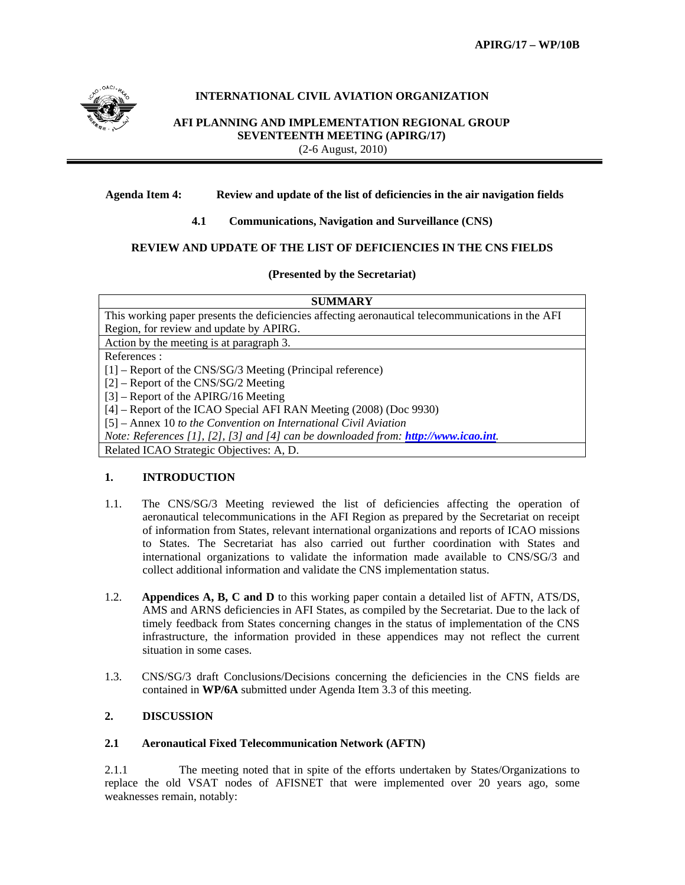APIRG/17 – WP/10B

**INTERNATIONAL CIVIL AVIATION ORGANIZATION**

**AFI PLANNING AND IMPLEMENTATION REGIONAL GROUP**
**SEVENTEENTH MEETING (APIRG/17)**
(2-6 August, 2010)

**Agenda Item 4: Review and update of the list of deficiencies in the air navigation fields**

**4.1 Communications, Navigation and Surveillance (CNS)**

**REVIEW AND UPDATE OF THE LIST OF DEFICIENCIES IN THE CNS FIELDS**

**(Presented by the Secretariat)**

| **SUMMARY** |
|---|
| This working paper presents the deficiencies affecting aeronautical telecommunications in the AFI Region, for review and update by APIRG. |
| Action by the meeting is at paragraph 3. |
| References :<br>[1] – Report of the CNS/SG/3 Meeting (Principal reference)<br>[2] – Report of the CNS/SG/2 Meeting<br>[3] – Report of the APIRG/16 Meeting<br>[4] – Report of the ICAO Special AFI RAN Meeting (2008) (Doc 9930)<br>[5] – Annex 10 *to the Convention on International Civil Aviation*<br>*Note: References [1], [2], [3] and [4] can be downloaded from:* ***http://www.icao.int*** |
| Related ICAO Strategic Objectives: A, D. |

## 1. INTRODUCTION

1.1. The CNS/SG/3 Meeting reviewed the list of deficiencies affecting the operation of aeronautical telecommunications in the AFI Region as prepared by the Secretariat on receipt of information from States, relevant international organizations and reports of ICAO missions to States. The Secretariat has also carried out further coordination with States and international organizations to validate the information made available to CNS/SG/3 and collect additional information and validate the CNS implementation status.

1.2. **Appendices A, B, C and D** to this working paper contain a detailed list of AFTN, ATS/DS, AMS and ARNS deficiencies in AFI States, as compiled by the Secretariat. Due to the lack of timely feedback from States concerning changes in the status of implementation of the CNS infrastructure, the information provided in these appendices may not reflect the current situation in some cases.

1.3. CNS/SG/3 draft Conclusions/Decisions concerning the deficiencies in the CNS fields are contained in **WP/6A** submitted under Agenda Item 3.3 of this meeting.

## 2. DISCUSSION

### 2.1 Aeronautical Fixed Telecommunication Network (AFTN)

2.1.1 The meeting noted that in spite of the efforts undertaken by States/Organizations to replace the old VSAT nodes of AFISNET that were implemented over 20 years ago, some weaknesses remain, notably: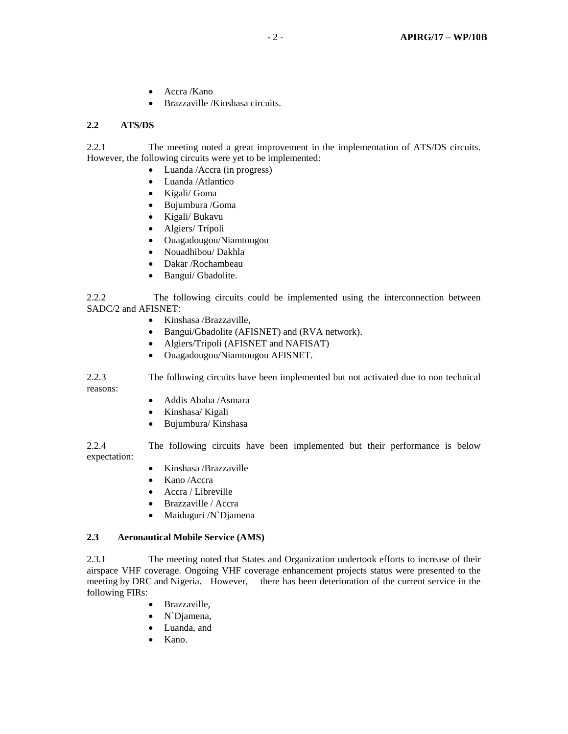- Accra /Kano
- Brazzaville /Kinshasa circuits.

### 2.2 ATS/DS

2.2.1 The meeting noted a great improvement in the implementation of ATS/DS circuits. However, the following circuits were yet to be implemented:

- Luanda /Accra (in progress)
- Luanda /Atlantico
- Kigali/ Goma
- Bujumbura /Goma
- Kigali/ Bukavu
- Algiers/ Trípoli
- Ouagadougou/Niamtougou
- Nouadhibou/ Dakhla
- Dakar /Rochambeau
- Bangui/ Gbadolite.

2.2.2 The following circuits could be implemented using the interconnection between SADC/2 and AFISNET:

- Kinshasa /Brazzaville,
- Bangui/Gbadolite (AFISNET) and (RVA network).
- Algiers/Tripoli (AFISNET and NAFISAT)
- Ouagadougou/Niamtougou AFISNET.

2.2.3 The following circuits have been implemented but not activated due to non technical reasons:

- Addis Ababa /Asmara
- Kinshasa/ Kigali
- Bujumbura/ Kinshasa

2.2.4 The following circuits have been implemented but their performance is below expectation:

- Kinshasa /Brazzaville
- Kano /Accra
- Accra / Libreville
- Brazzaville / Accra
- Maiduguri /N`Djamena

### 2.3 Aeronautical Mobile Service (AMS)

2.3.1 The meeting noted that States and Organization undertook efforts to increase of their airspace VHF coverage. Ongoing VHF coverage enhancement projects status were presented to the meeting by DRC and Nigeria. However, there has been deterioration of the current service in the following FIRs:

- Brazzaville,
- N`Djamena,
- Luanda, and
- Kano.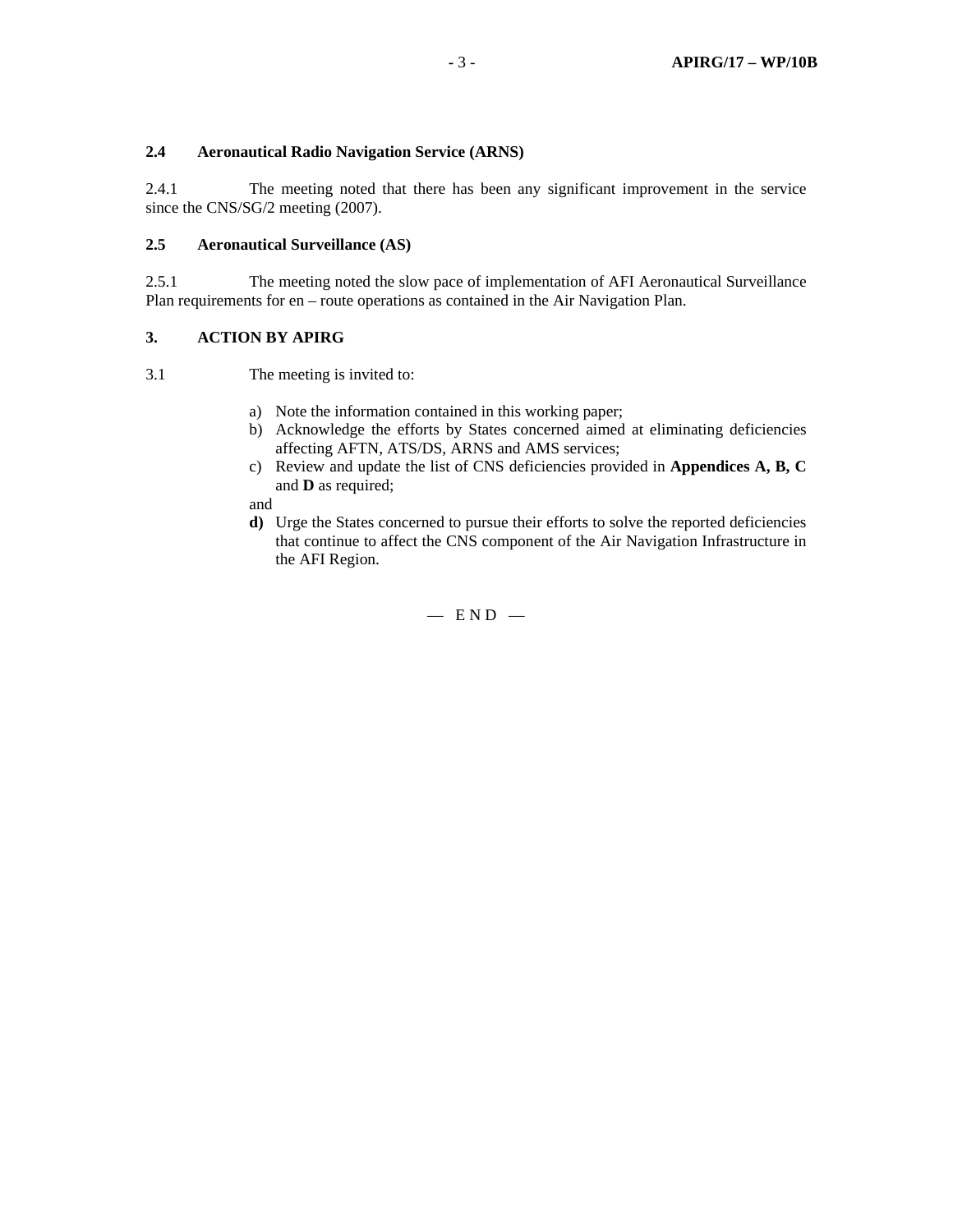### 2.4 Aeronautical Radio Navigation Service (ARNS)

2.4.1 The meeting noted that there has been any significant improvement in the service since the CNS/SG/2 meeting (2007).

### 2.5 Aeronautical Surveillance (AS)

2.5.1 The meeting noted the slow pace of implementation of AFI Aeronautical Surveillance Plan requirements for en – route operations as contained in the Air Navigation Plan.

## 3. ACTION BY APIRG

3.1 The meeting is invited to:

a) Note the information contained in this working paper;
b) Acknowledge the efforts by States concerned aimed at eliminating deficiencies affecting AFTN, ATS/DS, ARNS and AMS services;
c) Review and update the list of CNS deficiencies provided in **Appendices A, B, C** and **D** as required;

and

**d)** Urge the States concerned to pursue their efforts to solve the reported deficiencies that continue to affect the CNS component of the Air Navigation Infrastructure in the AFI Region.

— E N D —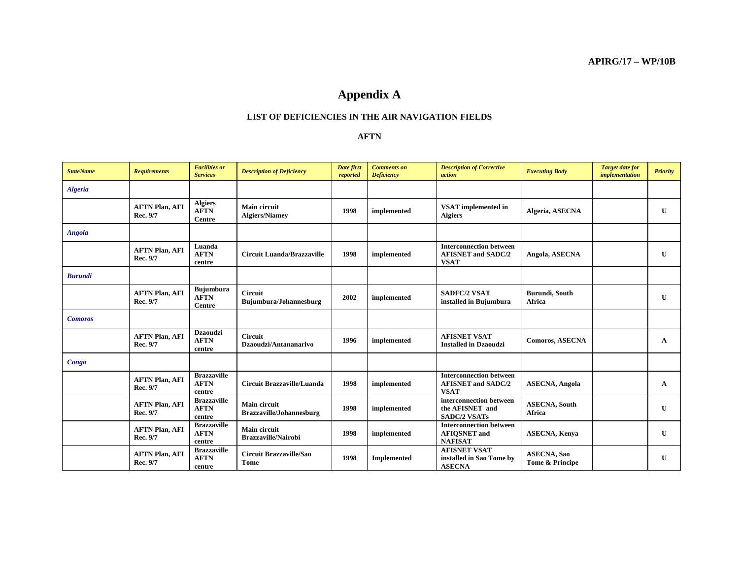# Appendix A

## LIST OF DEFICIENCIES IN THE AIR NAVIGATION FIELDS

### AFTN

| *StateName* | *Requirements* | *Facilities or Services* | *Description of Deficiency* | *Date first reported* | *Comments on Deficiency* | *Description of Corrective action* | *Executing Body* | *Target date for implementation* | *Priority* |
|---|---|---|---|---|---|---|---|---|---|
| ***Algeria*** | | | | | | | | | |
| | **AFTN Plan, AFI Rec. 9/7** | **Algiers AFTN Centre** | **Main circuit Algiers/Niamey** | **1998** | **implemented** | **VSAT implemented in Algiers** | **Algeria, ASECNA** | | **U** |
| ***Angola*** | | | | | | | | | |
| | **AFTN Plan, AFI Rec. 9/7** | **Luanda AFTN centre** | **Circuit Luanda/Brazzaville** | **1998** | **implemented** | **Interconnection between AFISNET and SADC/2 VSAT** | **Angola, ASECNA** | | **U** |
| ***Burundi*** | | | | | | | | | |
| | **AFTN Plan, AFI Rec. 9/7** | **Bujumbura AFTN Centre** | **Circuit Bujumbura/Johannesburg** | **2002** | **implemented** | **SADFC/2 VSAT installed in Bujumbura** | **Burundi, South Africa** | | **U** |
| ***Comoros*** | | | | | | | | | |
| | **AFTN Plan, AFI Rec. 9/7** | **Dzaoudzi AFTN centre** | **Circuit Dzaoudzi/Antananarivo** | **1996** | **implemented** | **AFISNET VSAT Installed in Dzaoudzi** | **Comoros, ASECNA** | | **A** |
| ***Congo*** | | | | | | | | | |
| | **AFTN Plan, AFI Rec. 9/7** | **Brazzaville AFTN centre** | **Circuit Brazzaville/Luanda** | **1998** | **implemented** | **Interconnection between AFISNET and SADC/2 VSAT** | **ASECNA, Angola** | | **A** |
| | **AFTN Plan, AFI Rec. 9/7** | **Brazzaville AFTN centre** | **Main circuit Brazzaville/Johannesburg** | **1998** | **implemented** | **interconnection between the AFISNET and SADC/2 VSATs** | **ASECNA, South Africa** | | **U** |
| | **AFTN Plan, AFI Rec. 9/7** | **Brazzaville AFTN centre** | **Main circuit Brazzaville/Nairobi** | **1998** | **implemented** | **Interconnection between AFIQSNET and NAFISAT** | **ASECNA, Kenya** | | **U** |
| | **AFTN Plan, AFI Rec. 9/7** | **Brazzaville AFTN centre** | **Circuit Brazzaville/Sao Tome** | **1998** | **Implemented** | **AFISNET VSAT installed in Sao Tome by ASECNA** | **ASECNA, Sao Tome & Principe** | | **U** |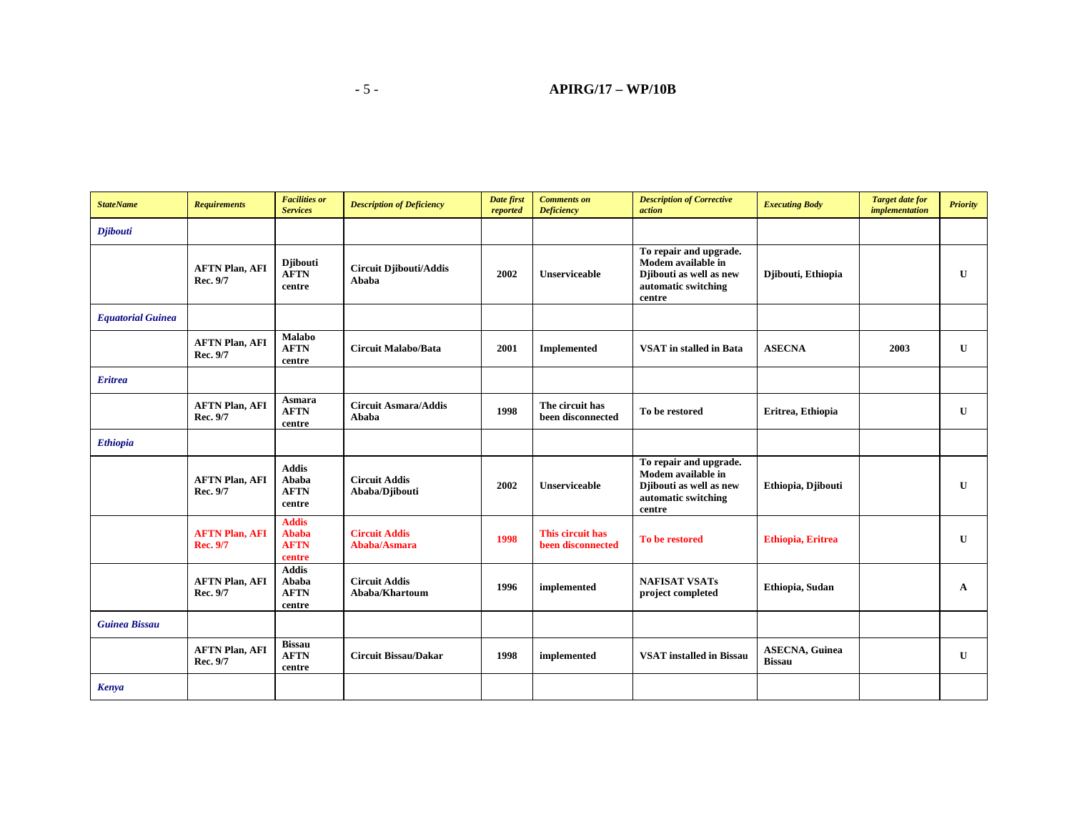| StateName | Requirements | Facilities or Services | Description of Deficiency | Date first reported | Comments on Deficiency | Description of Corrective action | Executing Body | Target date for implementation | Priority |
|---|---|---|---|---|---|---|---|---|---|
| *Djibouti* | | | | | | | | | |
| | AFTN Plan, AFI Rec. 9/7 | Djibouti AFTN centre | Circuit Djibouti/Addis Ababa | 2002 | Unserviceable | To repair and upgrade. Modem available in Djibouti as well as new automatic switching centre | Djibouti, Ethiopia | | U |
| *Equatorial Guinea* | | | | | | | | | |
| | AFTN Plan, AFI Rec. 9/7 | Malabo AFTN centre | Circuit Malabo/Bata | 2001 | Implemented | VSAT in stalled in Bata | ASECNA | 2003 | U |
| *Eritrea* | | | | | | | | | |
| | AFTN Plan, AFI Rec. 9/7 | Asmara AFTN centre | Circuit Asmara/Addis Ababa | 1998 | The circuit has been disconnected | To be restored | Eritrea, Ethiopia | | U |
| *Ethiopia* | | | | | | | | | |
| | AFTN Plan, AFI Rec. 9/7 | Addis Ababa AFTN centre | Circuit Addis Ababa/Djibouti | 2002 | Unserviceable | To repair and upgrade. Modem available in Djibouti as well as new automatic switching centre | Ethiopia, Djibouti | | U |
| | AFTN Plan, AFI Rec. 9/7 | Addis Ababa AFTN centre | Circuit Addis Ababa/Asmara | 1998 | This circuit has been disconnected | To be restored | Ethiopia, Eritrea | | U |
| | AFTN Plan, AFI Rec. 9/7 | Addis Ababa AFTN centre | Circuit Addis Ababa/Khartoum | 1996 | implemented | NAFISAT VSATs project completed | Ethiopia, Sudan | | A |
| *Guinea Bissau* | | | | | | | | | |
| | AFTN Plan, AFI Rec. 9/7 | Bissau AFTN centre | Circuit Bissau/Dakar | 1998 | implemented | VSAT installed in Bissau | ASECNA, Guinea Bissau | | U |
| *Kenya* | | | | | | | | | |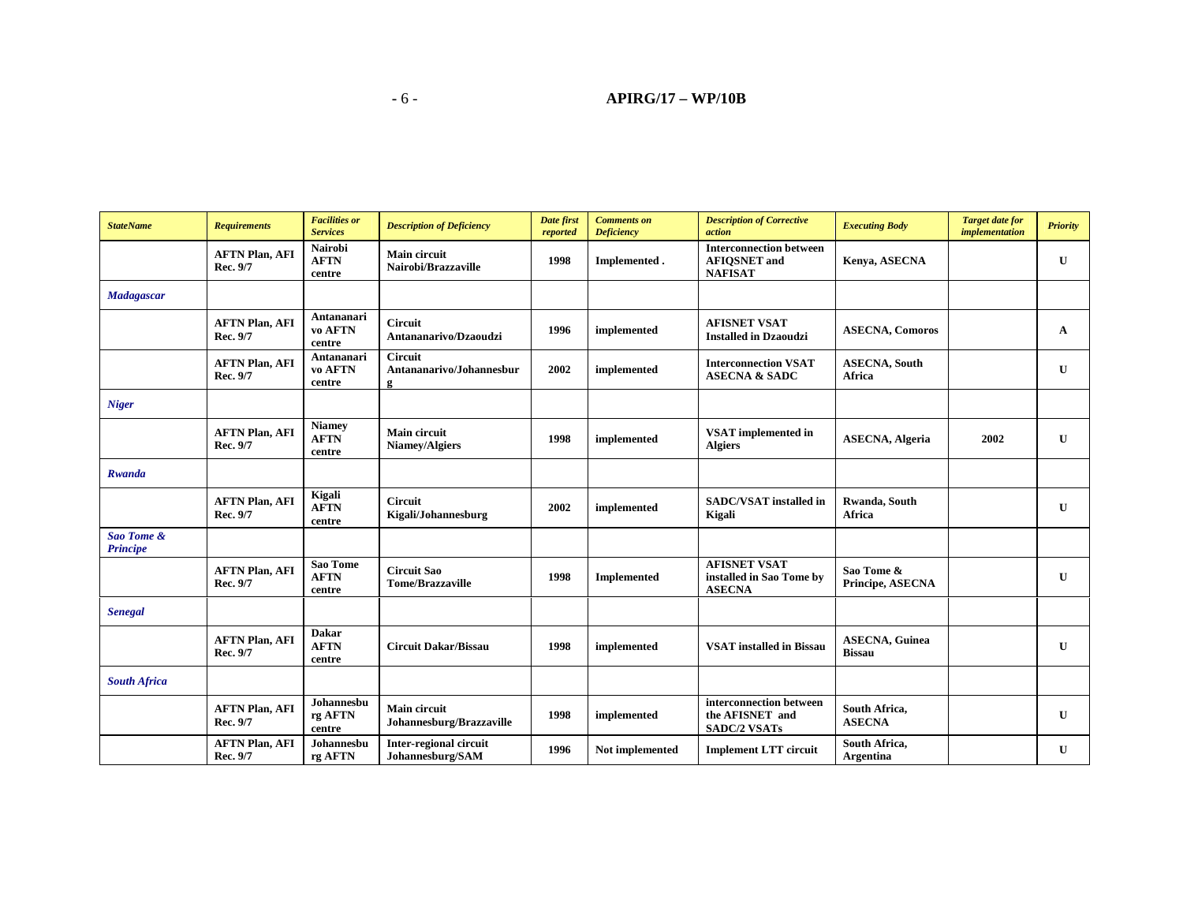| *StateName* | *Requirements* | *Facilities or Services* | *Description of Deficiency* | *Date first reported* | *Comments on Deficiency* | *Description of Corrective action* | *Executing Body* | *Target date for implementation* | *Priority* |
|---|---|---|---|---|---|---|---|---|---|
| | **AFTN Plan, AFI Rec. 9/7** | **Nairobi AFTN centre** | **Main circuit Nairobi/Brazzaville** | **1998** | **Implemented .** | **Interconnection between AFIQSNET and NAFISAT** | **Kenya, ASECNA** | | **U** |
| ***Madagascar*** | | | | | | | | | |
| | **AFTN Plan, AFI Rec. 9/7** | **Antananarivo AFTN centre** | **Circuit Antananarivo/Dzaoudzi** | **1996** | **implemented** | **AFISNET VSAT Installed in Dzaoudzi** | **ASECNA, Comoros** | | **A** |
| | **AFTN Plan, AFI Rec. 9/7** | **Antananarivo AFTN centre** | **Circuit Antananarivo/Johannesburg** | **2002** | **implemented** | **Interconnection VSAT ASECNA & SADC** | **ASECNA, South Africa** | | **U** |
| ***Niger*** | | | | | | | | | |
| | **AFTN Plan, AFI Rec. 9/7** | **Niamey AFTN centre** | **Main circuit Niamey/Algiers** | **1998** | **implemented** | **VSAT implemented in Algiers** | **ASECNA, Algeria** | **2002** | **U** |
| ***Rwanda*** | | | | | | | | | |
| | **AFTN Plan, AFI Rec. 9/7** | **Kigali AFTN centre** | **Circuit Kigali/Johannesburg** | **2002** | **implemented** | **SADC/VSAT installed in Kigali** | **Rwanda, South Africa** | | **U** |
| ***Sao Tome & Principe*** | | | | | | | | | |
| | **AFTN Plan, AFI Rec. 9/7** | **Sao Tome AFTN centre** | **Circuit Sao Tome/Brazzaville** | **1998** | **Implemented** | **AFISNET VSAT installed in Sao Tome by ASECNA** | **Sao Tome & Principe, ASECNA** | | **U** |
| ***Senegal*** | | | | | | | | | |
| | **AFTN Plan, AFI Rec. 9/7** | **Dakar AFTN centre** | **Circuit Dakar/Bissau** | **1998** | **implemented** | **VSAT installed in Bissau** | **ASECNA, Guinea Bissau** | | **U** |
| ***South Africa*** | | | | | | | | | |
| | **AFTN Plan, AFI Rec. 9/7** | **Johannesburg AFTN centre** | **Main circuit Johannesburg/Brazzaville** | **1998** | **implemented** | **interconnection between the AFISNET and SADC/2 VSATs** | **South Africa, ASECNA** | | **U** |
| | **AFTN Plan, AFI Rec. 9/7** | **Johannesburg AFTN** | **Inter-regional circuit Johannesburg/SAM** | **1996** | **Not implemented** | **Implement LTT circuit** | **South Africa, Argentina** | | **U** |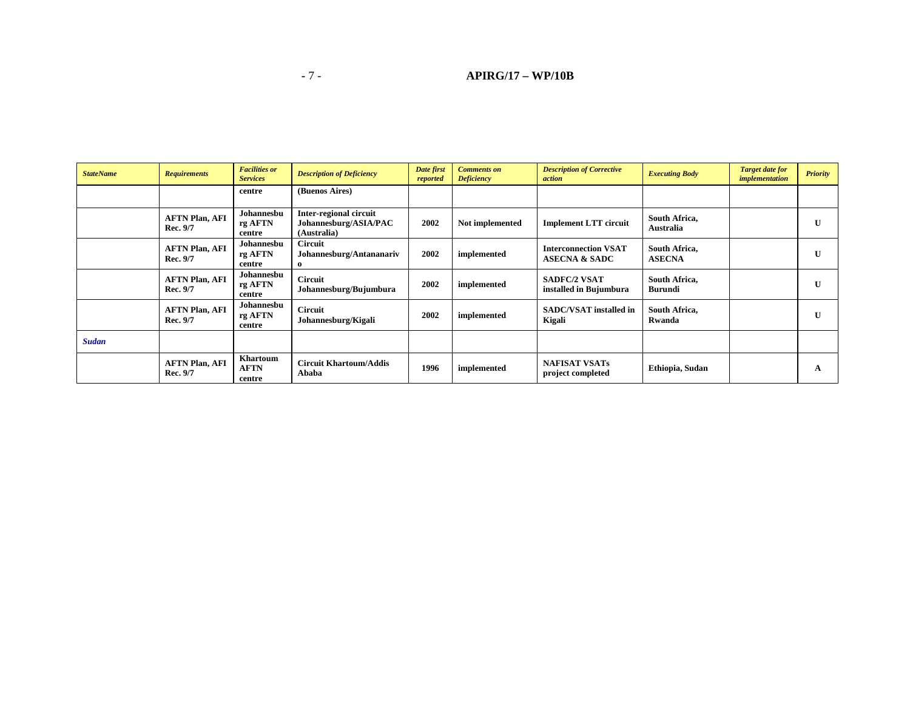| *StateName* | *Requirements* | *Facilities or Services* | *Description of Deficiency* | *Date first reported* | *Comments on Deficiency* | *Description of Corrective action* | *Executing Body* | *Target date for implementation* | *Priority* |
|---|---|---|---|---|---|---|---|---|---|
| | | **centre** | **(Buenos Aires)** | | | | | | |
| | **AFTN Plan, AFI Rec. 9/7** | **Johannesburg AFTN centre** | **Inter-regional circuit Johannesburg/ASIA/PAC (Australia)** | **2002** | **Not implemented** | **Implement LTT circuit** | **South Africa, Australia** | | **U** |
| | **AFTN Plan, AFI Rec. 9/7** | **Johannesburg AFTN centre** | **Circuit Johannesburg/Antananarivo** | **2002** | **implemented** | **Interconnection VSAT ASECNA & SADC** | **South Africa, ASECNA** | | **U** |
| | **AFTN Plan, AFI Rec. 9/7** | **Johannesburg AFTN centre** | **Circuit Johannesburg/Bujumbura** | **2002** | **implemented** | **SADFC/2 VSAT installed in Bujumbura** | **South Africa, Burundi** | | **U** |
| | **AFTN Plan, AFI Rec. 9/7** | **Johannesburg AFTN centre** | **Circuit Johannesburg/Kigali** | **2002** | **implemented** | **SADC/VSAT installed in Kigali** | **South Africa, Rwanda** | | **U** |
| ***Sudan*** | | | | | | | | | |
| | **AFTN Plan, AFI Rec. 9/7** | **Khartoum AFTN centre** | **Circuit Khartoum/Addis Ababa** | **1996** | **implemented** | **NAFISAT VSATs project completed** | **Ethiopia, Sudan** | | **A** |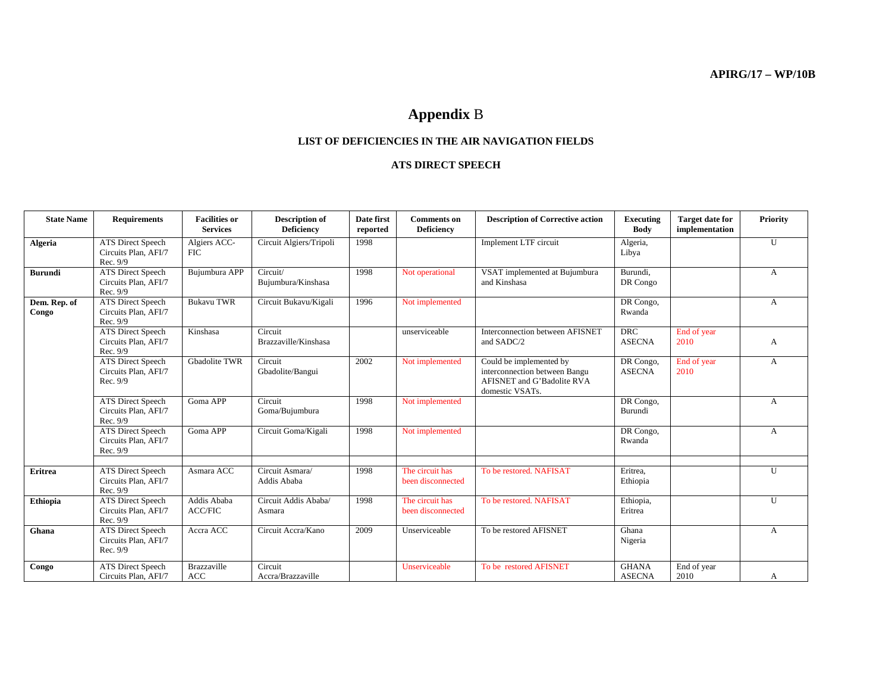# Appendix B

## LIST OF DEFICIENCIES IN THE AIR NAVIGATION FIELDS

### ATS DIRECT SPEECH

| State Name | Requirements | Facilities or Services | Description of Deficiency | Date first reported | Comments on Deficiency | Description of Corrective action | Executing Body | Target date for implementation | Priority |
|---|---|---|---|---|---|---|---|---|---|
| **Algeria** | ATS Direct Speech Circuits Plan, AFI/7 Rec. 9/9 | Algiers ACC-FIC | Circuit Algiers/Tripoli | 1998 | | Implement LTF circuit | Algeria, Libya | | U |
| **Burundi** | ATS Direct Speech Circuits Plan, AFI/7 Rec. 9/9 | Bujumbura APP | Circuit/ Bujumbura/Kinshasa | 1998 | Not operational | VSAT implemented at Bujumbura and Kinshasa | Burundi, DR Congo | | A |
| **Dem. Rep. of Congo** | ATS Direct Speech Circuits Plan, AFI/7 Rec. 9/9 | Bukavu TWR | Circuit Bukavu/Kigali | 1996 | Not implemented | | DR Congo, Rwanda | | A |
| | ATS Direct Speech Circuits Plan, AFI/7 Rec. 9/9 | Kinshasa | Circuit Brazzaville/Kinshasa | | unserviceable | Interconnection between AFISNET and SADC/2 | DRC ASECNA | End of year 2010 | A |
| | ATS Direct Speech Circuits Plan, AFI/7 Rec. 9/9 | Gbadolite TWR | Circuit Gbadolite/Bangui | 2002 | Not implemented | Could be implemented by interconnection between Bangu AFISNET and G'Badolite RVA domestic VSATs. | DR Congo, ASECNA | End of year 2010 | A |
| | ATS Direct Speech Circuits Plan, AFI/7 Rec. 9/9 | Goma APP | Circuit Goma/Bujumbura | 1998 | Not implemented | | DR Congo, Burundi | | A |
| | ATS Direct Speech Circuits Plan, AFI/7 Rec. 9/9 | Goma APP | Circuit Goma/Kigali | 1998 | Not implemented | | DR Congo, Rwanda | | A |
| | | | | | | | | | |
| **Eritrea** | ATS Direct Speech Circuits Plan, AFI/7 Rec. 9/9 | Asmara ACC | Circuit Asmara/ Addis Ababa | 1998 | The circuit has been disconnected | To be restored. NAFISAT | Eritrea, Ethiopia | | U |
| **Ethiopia** | ATS Direct Speech Circuits Plan, AFI/7 Rec. 9/9 | Addis Ababa ACC/FIC | Circuit Addis Ababa/ Asmara | 1998 | The circuit has been disconnected | To be restored. NAFISAT | Ethiopia, Eritrea | | U |
| **Ghana** | ATS Direct Speech Circuits Plan, AFI/7 Rec. 9/9 | Accra ACC | Circuit Accra/Kano | 2009 | Unserviceable | To be restored AFISNET | Ghana Nigeria | | A |
| **Congo** | ATS Direct Speech Circuits Plan, AFI/7 | Brazzaville ACC | Circuit Accra/Brazzaville | | Unserviceable | To be restored AFISNET | GHANA ASECNA | End of year 2010 | A |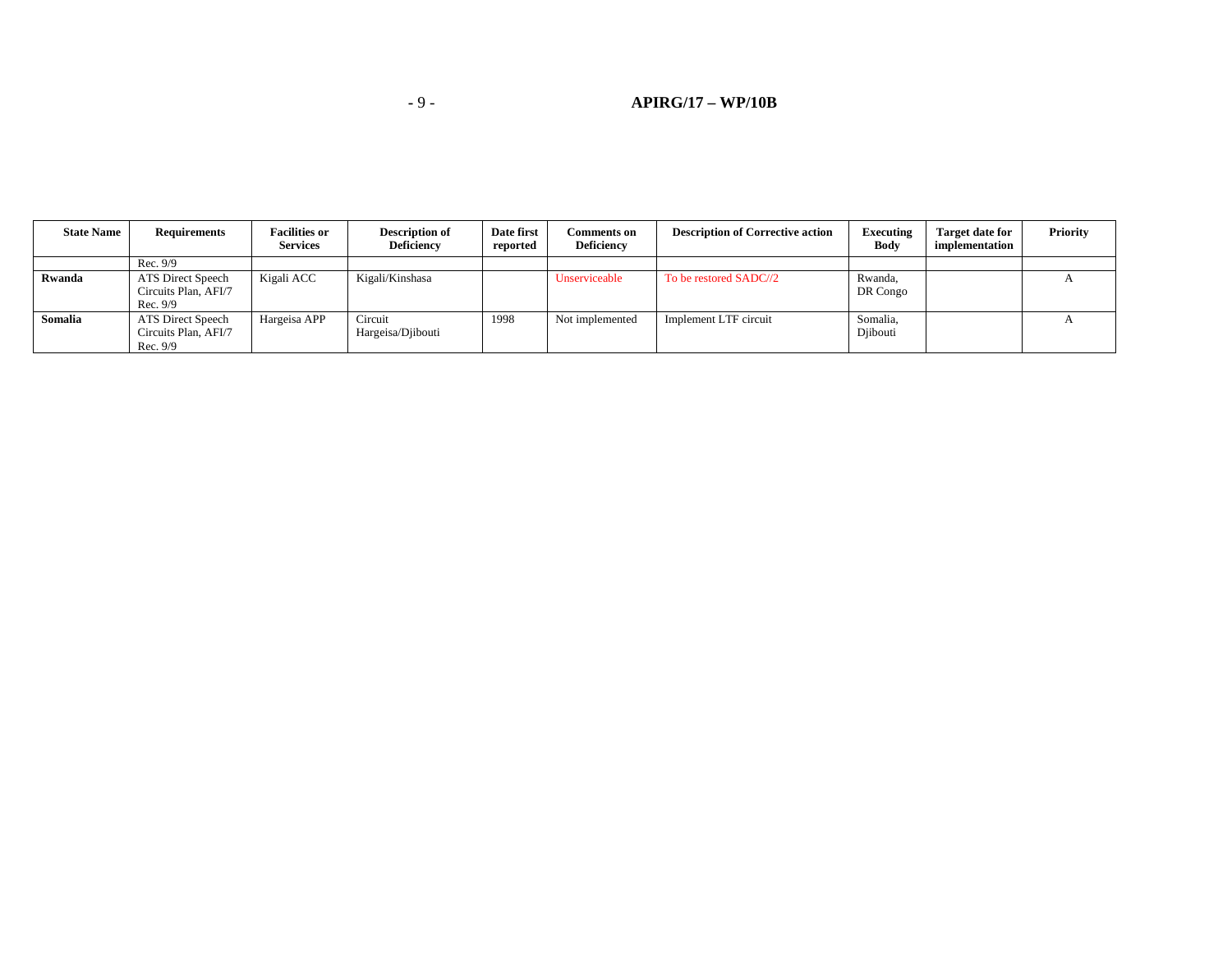| State Name | Requirements | Facilities or Services | Description of Deficiency | Date first reported | Comments on Deficiency | Description of Corrective action | Executing Body | Target date for implementation | Priority |
|---|---|---|---|---|---|---|---|---|---|
| | Rec. 9/9 | | | | | | | | |
| **Rwanda** | ATS Direct Speech Circuits Plan, AFI/7 Rec. 9/9 | Kigali ACC | Kigali/Kinshasa | | Unserviceable | To be restored SADC//2 | Rwanda, DR Congo | | A |
| **Somalia** | ATS Direct Speech Circuits Plan, AFI/7 Rec. 9/9 | Hargeisa APP | Circuit Hargeisa/Djibouti | 1998 | Not implemented | Implement LTF circuit | Somalia, Djibouti | | A |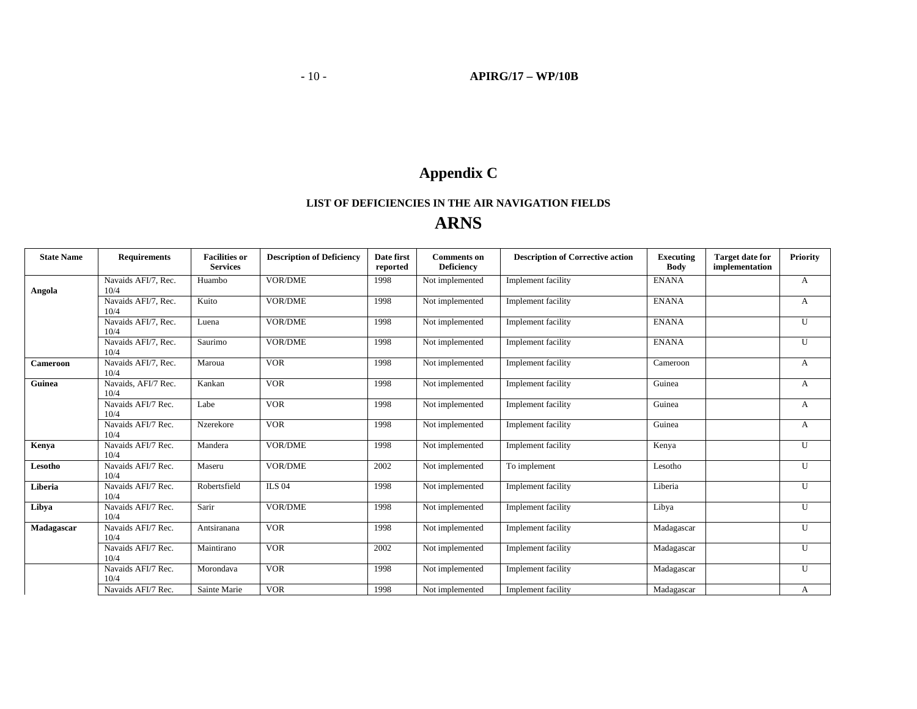# Appendix C

## LIST OF DEFICIENCIES IN THE AIR NAVIGATION FIELDS

# ARNS

| State Name | Requirements | Facilities or Services | Description of Deficiency | Date first reported | Comments on Deficiency | Description of Corrective action | Executing Body | Target date for implementation | Priority |
|---|---|---|---|---|---|---|---|---|---|
| **Angola** | Navaids AFI/7, Rec. 10/4 | Huambo | VOR/DME | 1998 | Not implemented | Implement facility | ENANA | | A |
| | Navaids AFI/7, Rec. 10/4 | Kuito | VOR/DME | 1998 | Not implemented | Implement facility | ENANA | | A |
| | Navaids AFI/7, Rec. 10/4 | Luena | VOR/DME | 1998 | Not implemented | Implement facility | ENANA | | U |
| | Navaids AFI/7, Rec. 10/4 | Saurimo | VOR/DME | 1998 | Not implemented | Implement facility | ENANA | | U |
| **Cameroon** | Navaids AFI/7, Rec. 10/4 | Maroua | VOR | 1998 | Not implemented | Implement facility | Cameroon | | A |
| **Guinea** | Navaids, AFI/7 Rec. 10/4 | Kankan | VOR | 1998 | Not implemented | Implement facility | Guinea | | A |
| | Navaids AFI/7 Rec. 10/4 | Labe | VOR | 1998 | Not implemented | Implement facility | Guinea | | A |
| | Navaids AFI/7 Rec. 10/4 | Nzerekore | VOR | 1998 | Not implemented | Implement facility | Guinea | | A |
| **Kenya** | Navaids AFI/7 Rec. 10/4 | Mandera | VOR/DME | 1998 | Not implemented | Implement facility | Kenya | | U |
| **Lesotho** | Navaids AFI/7 Rec. 10/4 | Maseru | VOR/DME | 2002 | Not implemented | To implement | Lesotho | | U |
| **Liberia** | Navaids AFI/7 Rec. 10/4 | Robertsfield | ILS 04 | 1998 | Not implemented | Implement facility | Liberia | | U |
| **Libya** | Navaids AFI/7 Rec. 10/4 | Sarir | VOR/DME | 1998 | Not implemented | Implement facility | Libya | | U |
| **Madagascar** | Navaids AFI/7 Rec. 10/4 | Antsiranana | VOR | 1998 | Not implemented | Implement facility | Madagascar | | U |
| | Navaids AFI/7 Rec. 10/4 | Maintirano | VOR | 2002 | Not implemented | Implement facility | Madagascar | | U |
| | Navaids AFI/7 Rec. 10/4 | Morondava | VOR | 1998 | Not implemented | Implement facility | Madagascar | | U |
| | Navaids AFI/7 Rec. | Sainte Marie | VOR | 1998 | Not implemented | Implement facility | Madagascar | | A |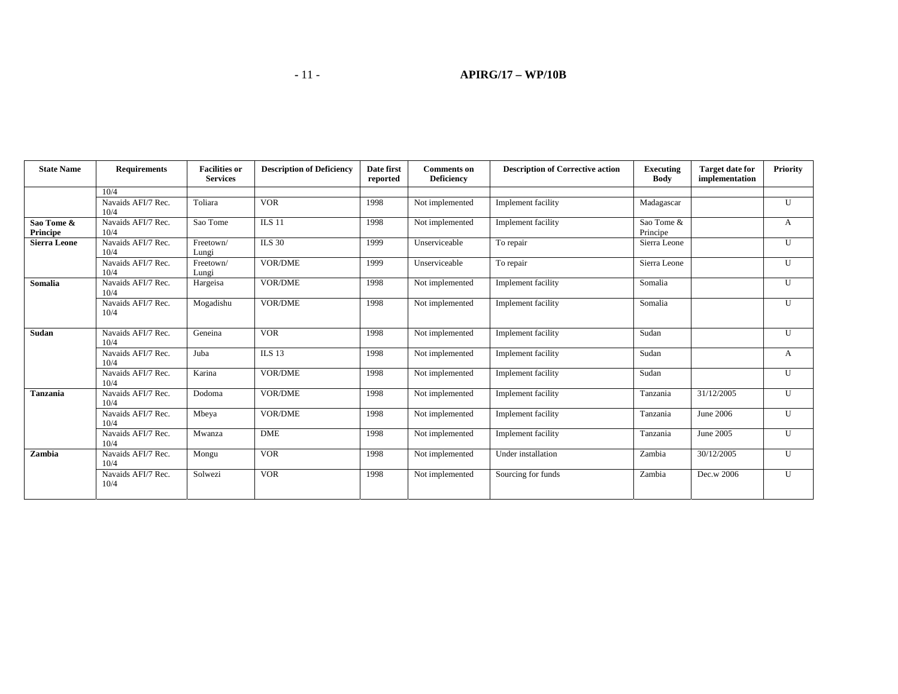| State Name | Requirements | Facilities or Services | Description of Deficiency | Date first reported | Comments on Deficiency | Description of Corrective action | Executing Body | Target date for implementation | Priority |
|---|---|---|---|---|---|---|---|---|---|
| | 10/4 | | | | | | | | |
| | Navaids AFI/7 Rec. 10/4 | Toliara | VOR | 1998 | Not implemented | Implement facility | Madagascar | | U |
| **Sao Tome & Principe** | Navaids AFI/7 Rec. 10/4 | Sao Tome | ILS 11 | 1998 | Not implemented | Implement facility | Sao Tome & Principe | | A |
| **Sierra Leone** | Navaids AFI/7 Rec. 10/4 | Freetown/ Lungi | ILS 30 | 1999 | Unserviceable | To repair | Sierra Leone | | U |
| | Navaids AFI/7 Rec. 10/4 | Freetown/ Lungi | VOR/DME | 1999 | Unserviceable | To repair | Sierra Leone | | U |
| **Somalia** | Navaids AFI/7 Rec. 10/4 | Hargeisa | VOR/DME | 1998 | Not implemented | Implement facility | Somalia | | U |
| | Navaids AFI/7 Rec. 10/4 | Mogadishu | VOR/DME | 1998 | Not implemented | Implement facility | Somalia | | U |
| **Sudan** | Navaids AFI/7 Rec. 10/4 | Geneina | VOR | 1998 | Not implemented | Implement facility | Sudan | | U |
| | Navaids AFI/7 Rec. 10/4 | Juba | ILS 13 | 1998 | Not implemented | Implement facility | Sudan | | A |
| | Navaids AFI/7 Rec. 10/4 | Karina | VOR/DME | 1998 | Not implemented | Implement facility | Sudan | | U |
| **Tanzania** | Navaids AFI/7 Rec. 10/4 | Dodoma | VOR/DME | 1998 | Not implemented | Implement facility | Tanzania | 31/12/2005 | U |
| | Navaids AFI/7 Rec. 10/4 | Mbeya | VOR/DME | 1998 | Not implemented | Implement facility | Tanzania | June 2006 | U |
| | Navaids AFI/7 Rec. 10/4 | Mwanza | DME | 1998 | Not implemented | Implement facility | Tanzania | June 2005 | U |
| **Zambia** | Navaids AFI/7 Rec. 10/4 | Mongu | VOR | 1998 | Not implemented | Under installation | Zambia | 30/12/2005 | U |
| | Navaids AFI/7 Rec. 10/4 | Solwezi | VOR | 1998 | Not implemented | Sourcing for funds | Zambia | Dec.w 2006 | U |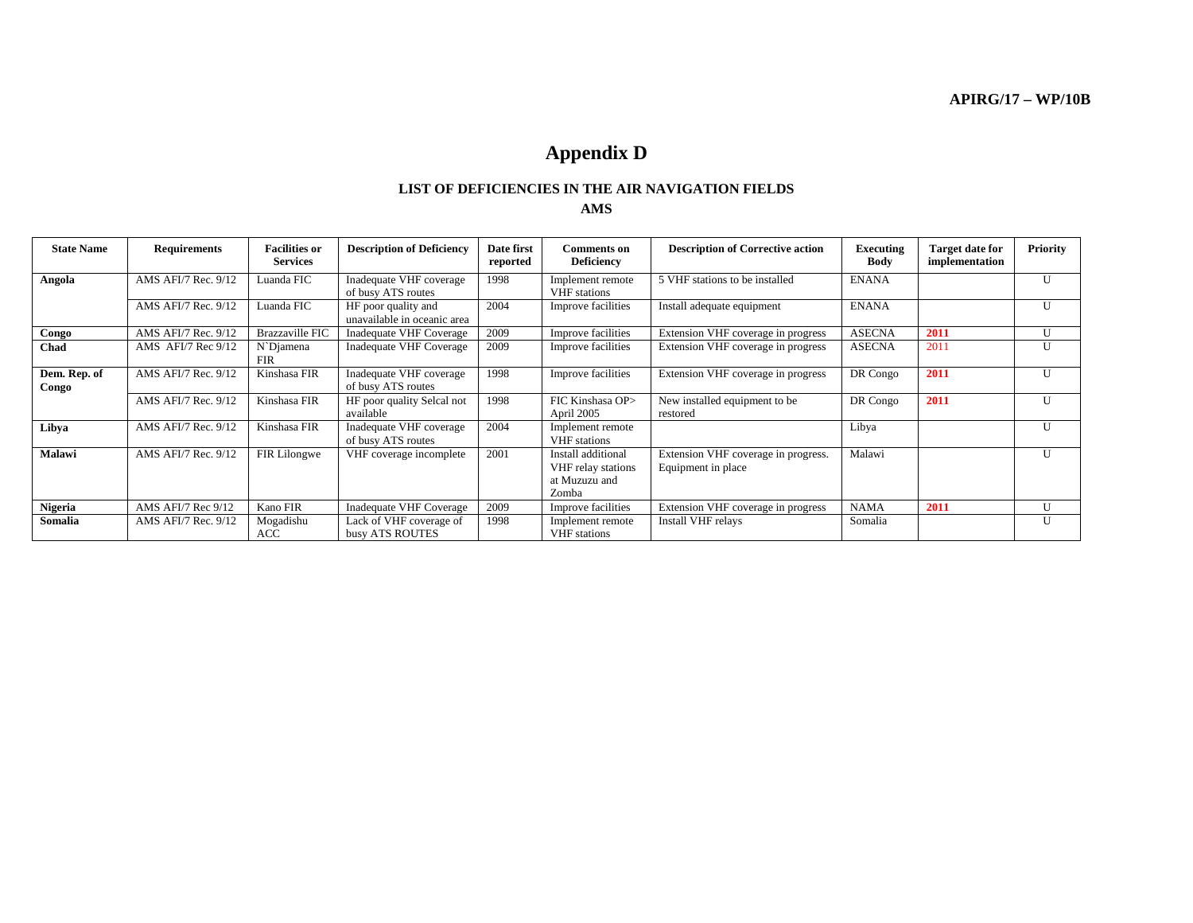# Appendix D

## LIST OF DEFICIENCIES IN THE AIR NAVIGATION FIELDS

## AMS

| State Name | Requirements | Facilities or Services | Description of Deficiency | Date first reported | Comments on Deficiency | Description of Corrective action | Executing Body | Target date for implementation | Priority |
|---|---|---|---|---|---|---|---|---|---|
| **Angola** | AMS AFI/7 Rec. 9/12 | Luanda FIC | Inadequate VHF coverage of busy ATS routes | 1998 | Implement remote VHF stations | 5 VHF stations to be installed | ENANA | | U |
| | AMS AFI/7 Rec. 9/12 | Luanda FIC | HF poor quality and unavailable in oceanic area | 2004 | Improve facilities | Install adequate equipment | ENANA | | U |
| **Congo** | AMS AFI/7 Rec. 9/12 | Brazzaville FIC | Inadequate VHF Coverage | 2009 | Improve facilities | Extension VHF coverage in progress | ASECNA | **2011** | U |
| **Chad** | AMS AFI/7 Rec 9/12 | N`Djamena FIR | Inadequate VHF Coverage | 2009 | Improve facilities | Extension VHF coverage in progress | ASECNA | 2011 | U |
| **Dem. Rep. of Congo** | AMS AFI/7 Rec. 9/12 | Kinshasa FIR | Inadequate VHF coverage of busy ATS routes | 1998 | Improve facilities | Extension VHF coverage in progress | DR Congo | **2011** | U |
| | AMS AFI/7 Rec. 9/12 | Kinshasa FIR | HF poor quality Selcal not available | 1998 | FIC Kinshasa OP> April 2005 | New installed equipment to be restored | DR Congo | **2011** | U |
| **Libya** | AMS AFI/7 Rec. 9/12 | Kinshasa FIR | Inadequate VHF coverage of busy ATS routes | 2004 | Implement remote VHF stations | | Libya | | U |
| **Malawi** | AMS AFI/7 Rec. 9/12 | FIR Lilongwe | VHF coverage incomplete | 2001 | Install additional VHF relay stations at Muzuzu and Zomba | Extension VHF coverage in progress. Equipment in place | Malawi | | U |
| **Nigeria** | AMS AFI/7 Rec 9/12 | Kano FIR | Inadequate VHF Coverage | 2009 | Improve facilities | Extension VHF coverage in progress | NAMA | **2011** | U |
| **Somalia** | AMS AFI/7 Rec. 9/12 | Mogadishu ACC | Lack of VHF coverage of busy ATS ROUTES | 1998 | Implement remote VHF stations | Install VHF relays | Somalia | | U |